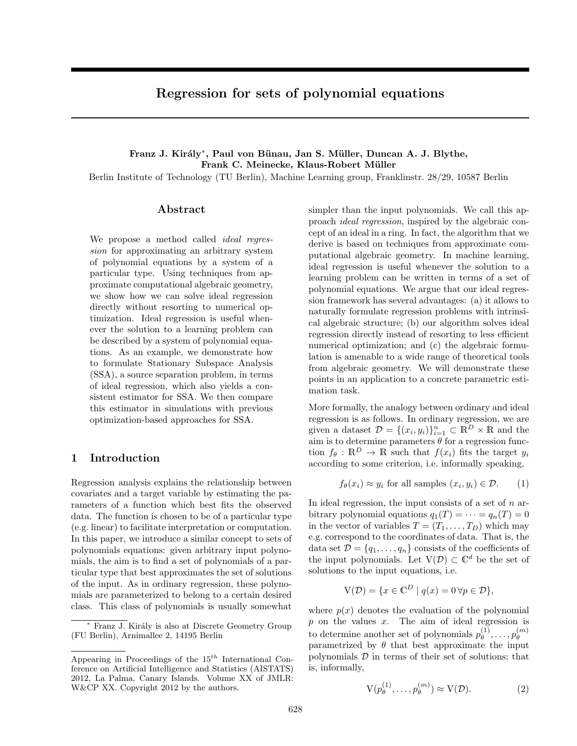# Regression for sets of polynomial equations

**Franz J. Király[*], Paul von Bünau, Jan S. Müller, Duncan A. J. Blythe, Frank C. Meinecke, Klaus-Robert Müller**

Berlin Institute of Technology (TU Berlin), Machine Learning group, Franklinstr. 28/29, 10587 Berlin

## Abstract

We propose a method called *ideal regression* for approximating an arbitrary system of polynomial equations by a system of a particular type. Using techniques from approximate computational algebraic geometry, we show how we can solve ideal regression directly without resorting to numerical optimization. Ideal regression is useful whenever the solution to a learning problem can be described by a system of polynomial equations. As an example, we demonstrate how to formulate Stationary Subspace Analysis (SSA), a source separation problem, in terms of ideal regression, which also yields a consistent estimator for SSA. We then compare this estimator in simulations with previous optimization-based approaches for SSA.

## 1 Introduction

Regression analysis explains the relationship between covariates and a target variable by estimating the parameters of a function which best fits the observed data. The function is chosen to be of a particular type (e.g. linear) to facilitate interpretation or computation. In this paper, we introduce a similar concept to sets of polynomials equations: given arbitrary input polynomials, the aim is to find a set of polynomials of a particular type that best approximates the set of solutions of the input. As in ordinary regression, these polynomials are parameterized to belong to a certain desired class. This class of polynomials is usually somewhat simpler than the input polynomials. We call this approach *ideal regression*, inspired by the algebraic concept of an ideal in a ring. In fact, the algorithm that we derive is based on techniques from approximate computational algebraic geometry. In machine learning, ideal regression is useful whenever the solution to a learning problem can be written in terms of a set of polynomial equations. We argue that our ideal regression framework has several advantages: (a) it allows to naturally formulate regression problems with intrinsical algebraic structure; (b) our algorithm solves ideal regression directly instead of resorting to less efficient numerical optimization; and (c) the algebraic formulation is amenable to a wide range of theoretical tools from algebraic geometry. We will demonstrate these points in an application to a concrete parametric estimation task.

More formally, the analogy between ordinary and ideal regression is as follows. In ordinary regression, we are given a dataset $\mathcal{D} = \{(x_i, y_i)\}_{i=1}^{n} \subset \mathbb{R}^D \times \mathbb{R}$ and the aim is to determine parameters $\theta$ for a regression function $f_\theta : \mathbb{R}^D \to \mathbb{R}$ such that $f(x_i)$ fits the target $y_i$ according to some criterion, i.e. informally speaking,

$$f_\theta(x_i) \approx y_i \text{ for all samples } (x_i, y_i) \in \mathcal{D}. \quad (1)$$

In ideal regression, the input consists of a set of $n$ arbitrary polynomial equations $q_1(T) = \cdots = q_n(T) = 0$ in the vector of variables $T = (T_1, \ldots, T_D)$ which may e.g. correspond to the coordinates of data. That is, the data set $\mathcal{D} = \{q_1, \ldots, q_n\}$ consists of the coefficients of the input polynomials. Let $\mathrm{V}(\mathcal{D}) \subset \mathbb{C}^d$ be the set of solutions to the input equations, i.e.

$$\mathrm{V}(\mathcal{D}) = \{x \in \mathbb{C}^D \mid q(x) = 0 \, \forall p \in \mathcal{D}\},$$

where $p(x)$ denotes the evaluation of the polynomial $p$ on the values $x$. The aim of ideal regression is to determine another set of polynomials $p_\theta^{(1)}, \ldots, p_\theta^{(m)}$ parametrized by $\theta$ that best approximate the input polynomials $\mathcal{D}$ in terms of their set of solutions; that is, informally,

$$\mathrm{V}(p_\theta^{(1)}, \ldots, p_\theta^{(m)}) \approx \mathrm{V}(\mathcal{D}). \quad (2)$$

---

[*] Franz J. Király is also at Discrete Geometry Group (FU Berlin), Arnimallee 2, 14195 Berlin

Appearing in Proceedings of the 15[th] International Conference on Artificial Intelligence and Statistics (AISTATS) 2012, La Palma, Canary Islands. Volume XX of JMLR: W&CP XX. Copyright 2012 by the authors.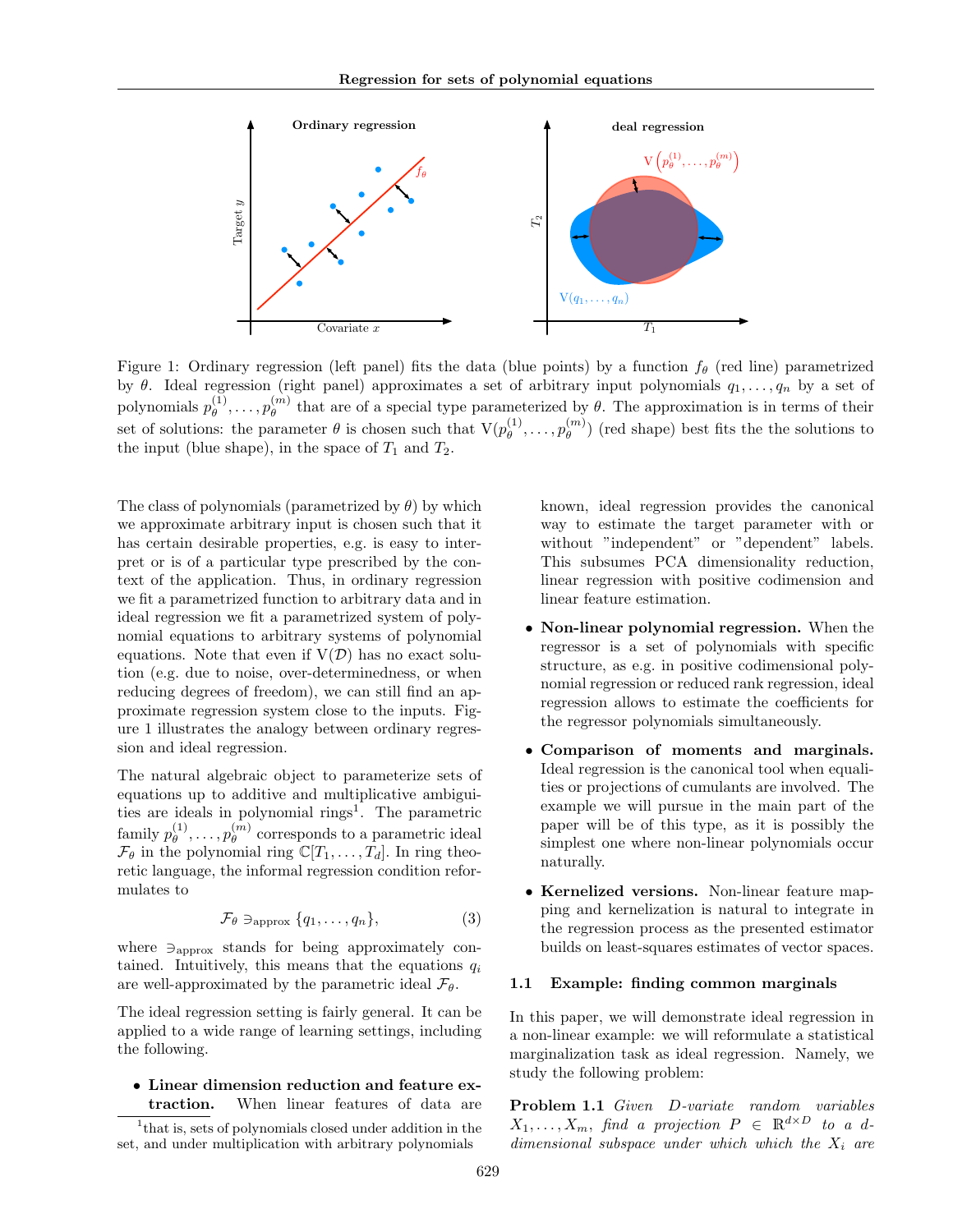Ordinary regression

$f_\theta$

Target $y$

Covariate $x$

deal regression

$\mathrm{V}\left(p_\theta^{(1)}, \ldots, p_\theta^{(m)}\right)$

$T_2$

$\mathrm{V}(q_1, \ldots, q_n)$

$T_1$

Figure 1: Ordinary regression (left panel) fits the data (blue points) by a function $f_\theta$ (red line) parametrized by $\theta$. Ideal regression (right panel) approximates a set of arbitrary input polynomials $q_1, \ldots, q_n$ by a set of polynomials $p_\theta^{(1)}, \ldots, p_\theta^{(m)}$ that are of a special type parameterized by $\theta$. The approximation is in terms of their set of solutions: the parameter $\theta$ is chosen such that $\mathrm{V}(p_\theta^{(1)}, \ldots, p_\theta^{(m)})$ (red shape) best fits the the solutions to the input (blue shape), in the space of $T_1$ and $T_2$.

The class of polynomials (parametrized by $\theta$) by which we approximate arbitrary input is chosen such that it has certain desirable properties, e.g. is easy to interpret or is of a particular type prescribed by the context of the application. Thus, in ordinary regression we fit a parametrized function to arbitrary data and in ideal regression we fit a parametrized system of polynomial equations to arbitrary systems of polynomial equations. Note that even if $\mathrm{V}(\mathcal{D})$ has no exact solution (e.g. due to noise, over-determinedness, or when reducing degrees of freedom), we can still find an approximate regression system close to the inputs. Figure 1 illustrates the analogy between ordinary regression and ideal regression.

The natural algebraic object to parameterize sets of equations up to additive and multiplicative ambiguities are ideals in polynomial rings[1]. The parametric family $p_\theta^{(1)}, \ldots, p_\theta^{(m)}$ corresponds to a parametric ideal $\mathcal{F}_\theta$ in the polynomial ring $\mathbb{C}[T_1, \ldots, T_d]$. In ring theoretic language, the informal regression condition reformulates to

$$\mathcal{F}_\theta \ni_{\text{approx}} \{q_1, \ldots, q_n\}, \tag{3}$$

where $\ni_{\text{approx}}$ stands for being approximately contained. Intuitively, this means that the equations $q_i$ are well-approximated by the parametric ideal $\mathcal{F}_\theta$.

The ideal regression setting is fairly general. It can be applied to a wide range of learning settings, including the following.

- **Linear dimension reduction and feature extraction.** When linear features of data are known, ideal regression provides the canonical way to estimate the target parameter with or without "independent" or "dependent" labels. This subsumes PCA dimensionality reduction, linear regression with positive codimension and linear feature estimation.
- **Non-linear polynomial regression.** When the regressor is a set of polynomials with specific structure, as e.g. in positive codimensional polynomial regression or reduced rank regression, ideal regression allows to estimate the coefficients for the regressor polynomials simultaneously.
- **Comparison of moments and marginals.** Ideal regression is the canonical tool when equalities or projections of cumulants are involved. The example we will pursue in the main part of the paper will be of this type, as it is possibly the simplest one where non-linear polynomials occur naturally.
- **Kernelized versions.** Non-linear feature mapping and kernelization is natural to integrate in the regression process as the presented estimator builds on least-squares estimates of vector spaces.

### 1.1 Example: finding common marginals

In this paper, we will demonstrate ideal regression in a non-linear example: we will reformulate a statistical marginalization task as ideal regression. Namely, we study the following problem:

**Problem 1.1** *Given $D$-variate random variables $X_1, \ldots, X_m$, find a projection $P \in \mathbb{R}^{d \times D}$ to a $d$-dimensional subspace under which which the $X_i$ are*

[1]that is, sets of polynomials closed under addition in the set, and under multiplication with arbitrary polynomials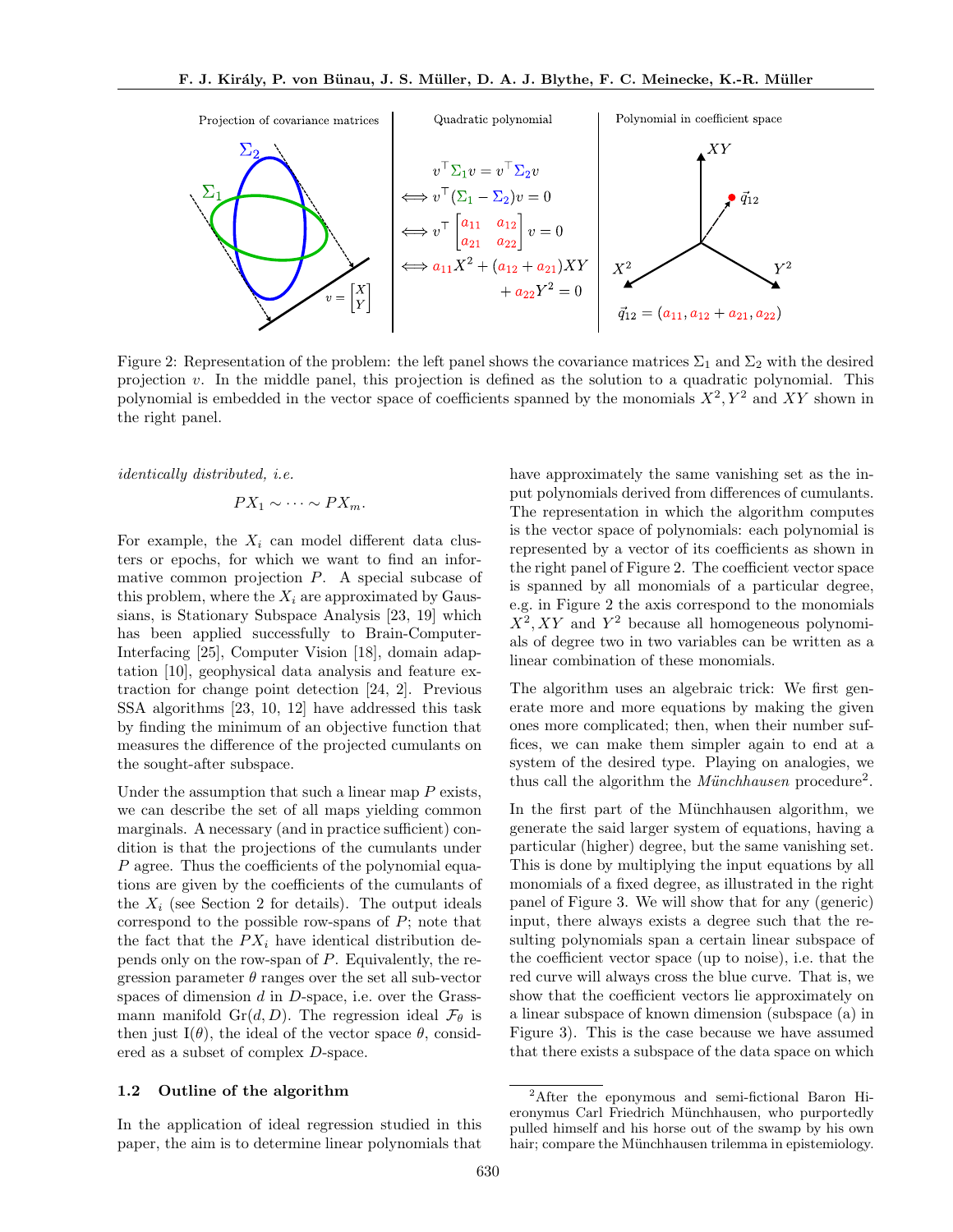Figure 2: Representation of the problem: the left panel shows the covariance matrices $\Sigma_1$ and $\Sigma_2$ with the desired projection $v$. In the middle panel, this projection is defined as the solution to a quadratic polynomial. This polynomial is embedded in the vector space of coefficients spanned by the monomials $X^2, Y^2$ and $XY$ shown in the right panel.

*identically distributed, i.e.*

$$PX_1 \sim \cdots \sim PX_m.$$

For example, the $X_i$ can model different data clusters or epochs, for which we want to find an informative common projection $P$. A special subcase of this problem, where the $X_i$ are approximated by Gaussians, is Stationary Subspace Analysis [23, 19] which has been applied successfully to Brain-Computer-Interfacing [25], Computer Vision [18], domain adaptation [10], geophysical data analysis and feature extraction for change point detection [24, 2]. Previous SSA algorithms [23, 10, 12] have addressed this task by finding the minimum of an objective function that measures the difference of the projected cumulants on the sought-after subspace.

Under the assumption that such a linear map $P$ exists, we can describe the set of all maps yielding common marginals. A necessary (and in practice sufficient) condition is that the projections of the cumulants under $P$ agree. Thus the coefficients of the polynomial equations are given by the coefficients of the cumulants of the $X_i$ (see Section 2 for details). The output ideals correspond to the possible row-spans of $P$; note that the fact that the $PX_i$ have identical distribution depends only on the row-span of $P$. Equivalently, the regression parameter $\theta$ ranges over the set all sub-vector spaces of dimension $d$ in $D$-space, i.e. over the Grassmann manifold $\text{Gr}(d, D)$. The regression ideal $\mathcal{F}_\theta$ is then just $\text{I}(\theta)$, the ideal of the vector space $\theta$, considered as a subset of complex $D$-space.

## 1.2 Outline of the algorithm

In the application of ideal regression studied in this paper, the aim is to determine linear polynomials that have approximately the same vanishing set as the input polynomials derived from differences of cumulants. The representation in which the algorithm computes is the vector space of polynomials: each polynomial is represented by a vector of its coefficients as shown in the right panel of Figure 2. The coefficient vector space is spanned by all monomials of a particular degree, e.g. in Figure 2 the axis correspond to the monomials $X^2, XY$ and $Y^2$ because all homogeneous polynomials of degree two in two variables can be written as a linear combination of these monomials.

The algorithm uses an algebraic trick: We first generate more and more equations by making the given ones more complicated; then, when their number suffices, we can make them simpler again to end at a system of the desired type. Playing on analogies, we thus call the algorithm the *Münchhausen* procedure[2].

In the first part of the Münchhausen algorithm, we generate the said larger system of equations, having a particular (higher) degree, but the same vanishing set. This is done by multiplying the input equations by all monomials of a fixed degree, as illustrated in the right panel of Figure 3. We will show that for any (generic) input, there always exists a degree such that the resulting polynomials span a certain linear subspace of the coefficient vector space (up to noise), i.e. that the red curve will always cross the blue curve. That is, we show that the coefficient vectors lie approximately on a linear subspace of known dimension (subspace (a) in Figure 3). This is the case because we have assumed that there exists a subspace of the data space on which

[2] After the eponymous and semi-fictional Baron Hieronymus Carl Friedrich Münchhausen, who purportedly pulled himself and his horse out of the swamp by his own hair; compare the Münchhausen trilemma in epistemiology.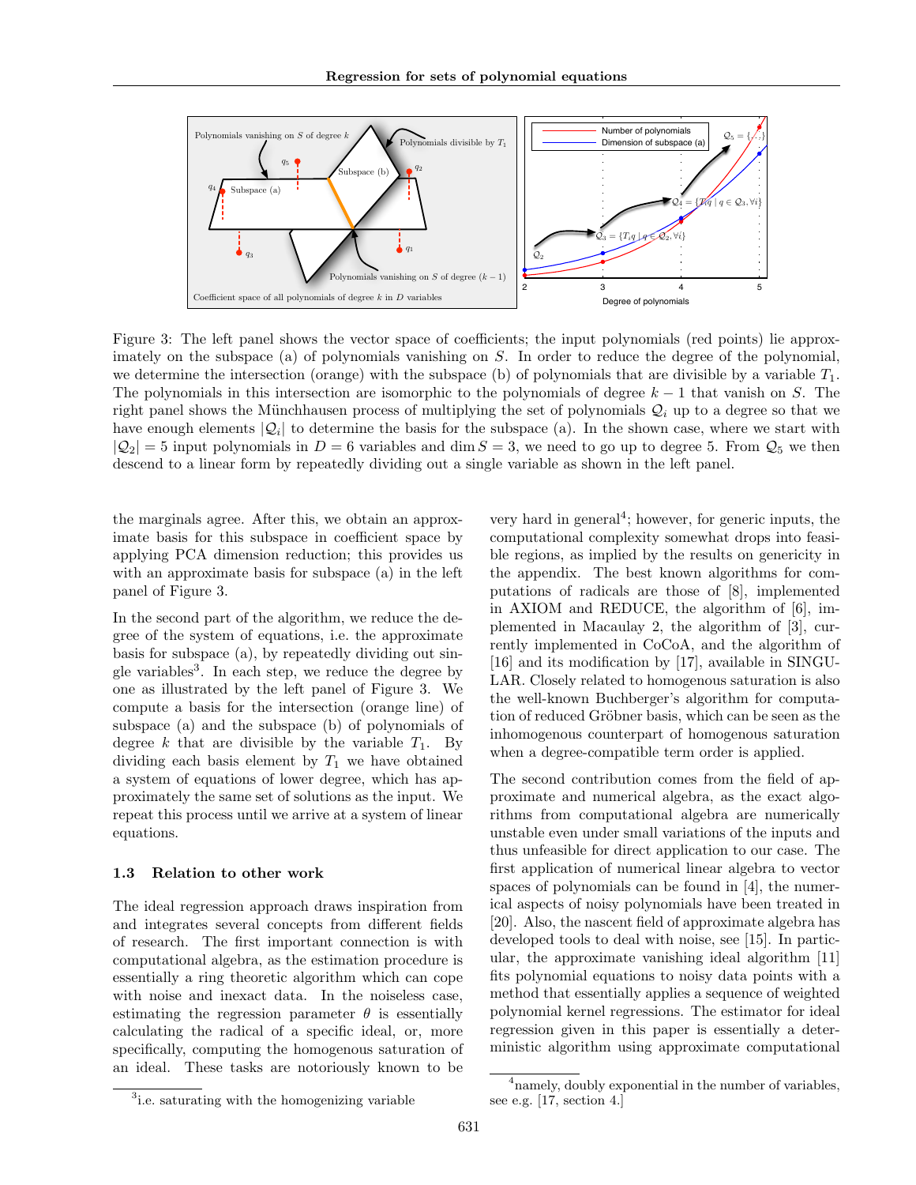Polynomials vanishing on $S$ of degree $k$

Polynomials divisible by $T_1$

Subspace (b)

Subspace (a)

$q_1$ $q_2$ $q_3$ $q_4$ $q_5$

Polynomials vanishing on $S$ of degree $(k-1)$

Coefficient space of all polynomials of degree $k$ in $D$ variables

Number of polynomials

Dimension of subspace (a)

$\mathcal{Q}_5 = \{\ldots\}$

$\mathcal{Q}_4 = \{T_i q \mid q \in \mathcal{Q}_3, \forall i\}$

$\mathcal{Q}_3 = \{T_i q \mid q \in \mathcal{Q}_2, \forall i\}$

$\mathcal{Q}_2$

2 3 4 5

Degree of polynomials

Figure 3: The left panel shows the vector space of coefficients; the input polynomials (red points) lie approximately on the subspace (a) of polynomials vanishing on $S$. In order to reduce the degree of the polynomial, we determine the intersection (orange) with the subspace (b) of polynomials that are divisible by a variable $T_1$. The polynomials in this intersection are isomorphic to the polynomials of degree $k-1$ that vanish on $S$. The right panel shows the Münchhausen process of multiplying the set of polynomials $\mathcal{Q}_i$ up to a degree so that we have enough elements $|\mathcal{Q}_i|$ to determine the basis for the subspace (a). In the shown case, where we start with $|\mathcal{Q}_2| = 5$ input polynomials in $D = 6$ variables and $\dim S = 3$, we need to go up to degree 5. From $\mathcal{Q}_5$ we then descend to a linear form by repeatedly dividing out a single variable as shown in the left panel.

the marginals agree. After this, we obtain an approximate basis for this subspace in coefficient space by applying PCA dimension reduction; this provides us with an approximate basis for subspace (a) in the left panel of Figure 3.

In the second part of the algorithm, we reduce the degree of the system of equations, i.e. the approximate basis for subspace (a), by repeatedly dividing out single variables[3]. In each step, we reduce the degree by one as illustrated by the left panel of Figure 3. We compute a basis for the intersection (orange line) of subspace (a) and the subspace (b) of polynomials of degree $k$ that are divisible by the variable $T_1$. By dividing each basis element by $T_1$ we have obtained a system of equations of lower degree, which has approximately the same set of solutions as the input. We repeat this process until we arrive at a system of linear equations.

### 1.3 Relation to other work

The ideal regression approach draws inspiration from and integrates several concepts from different fields of research. The first important connection is with computational algebra, as the estimation procedure is essentially a ring theoretic algorithm which can cope with noise and inexact data. In the noiseless case, estimating the regression parameter $\theta$ is essentially calculating the radical of a specific ideal, or, more specifically, computing the homogenous saturation of an ideal. These tasks are notoriously known to be very hard in general[4]; however, for generic inputs, the computational complexity somewhat drops into feasible regions, as implied by the results on genericity in the appendix. The best known algorithms for computations of radicals are those of [8], implemented in AXIOM and REDUCE, the algorithm of [6], implemented in Macaulay 2, the algorithm of [3], currently implemented in CoCoA, and the algorithm of [16] and its modification by [17], available in SINGULAR. Closely related to homogenous saturation is also the well-known Buchberger's algorithm for computation of reduced Gröbner basis, which can be seen as the inhomogeneous counterpart of homogenous saturation when a degree-compatible term order is applied.

The second contribution comes from the field of approximate and numerical algebra, as the exact algorithms from computational algebra are numerically unstable even under small variations of the inputs and thus unfeasible for direct application to our case. The first application of numerical linear algebra to vector spaces of polynomials can be found in [4], the numerical aspects of noisy polynomials have been treated in [20]. Also, the nascent field of approximate algebra has developed tools to deal with noise, see [15]. In particular, the approximate vanishing ideal algorithm [11] fits polynomial equations to noisy data points with a method that essentially applies a sequence of weighted polynomial kernel regressions. The estimator for ideal regression given in this paper is essentially a deterministic algorithm using approximate computational

[3] i.e. saturating with the homogenizing variable

[4] namely, doubly exponential in the number of variables, see e.g. [17, section 4.]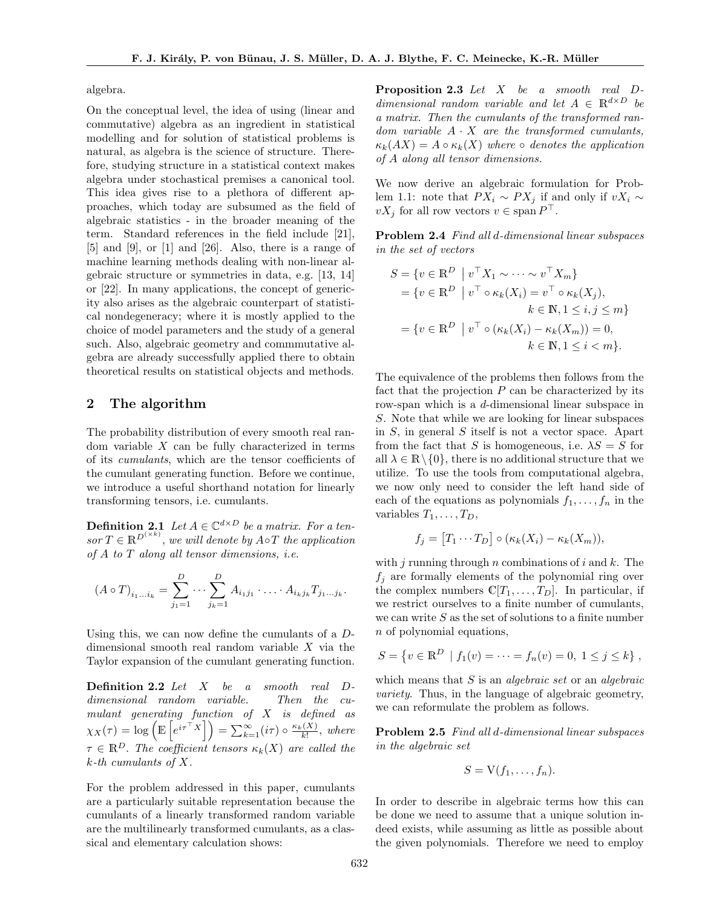algebra.

On the conceptual level, the idea of using (linear and commutative) algebra as an ingredient in statistical modelling and for solution of statistical problems is natural, as algebra is the science of structure. Therefore, studying structure in a statistical context makes algebra under stochastical premises a canonical tool. This idea gives rise to a plethora of different approaches, which today are subsumed as the field of algebraic statistics - in the broader meaning of the term. Standard references in the field include [21], [5] and [9], or [1] and [26]. Also, there is a range of machine learning methods dealing with non-linear algebraic structure or symmetries in data, e.g. [13, 14] or [22]. In many applications, the concept of genericity also arises as the algebraic counterpart of statistical nondegeneracy; where it is mostly applied to the choice of model parameters and the study of a general such. Also, algebraic geometry and commmutative algebra are already successfully applied there to obtain theoretical results on statistical objects and methods.

## 2 The algorithm

The probability distribution of every smooth real random variable $X$ can be fully characterized in terms of its *cumulants*, which are the tensor coefficients of the cumulant generating function. Before we continue, we introduce a useful shorthand notation for linearly transforming tensors, i.e. cumulants.

**Definition 2.1** *Let $A \in \mathbb{C}^{d\times D}$ be a matrix. For a tensor $T \in \mathbb{R}^{D^{(\times k)}}$, we will denote by $A \circ T$ the application of $A$ to $T$ along all tensor dimensions, i.e.*

$$(A \circ T)_{i_1 \ldots i_k} = \sum_{j_1=1}^{D} \cdots \sum_{j_k=1}^{D} A_{i_1 j_1} \cdot \ldots \cdot A_{i_k j_k} T_{j_1 \ldots j_k}.$$

Using this, we can now define the cumulants of a $D$-dimensional smooth real random variable $X$ via the Taylor expansion of the cumulant generating function.

**Definition 2.2** *Let $X$ be a smooth real $D$-dimensional random variable. Then the cumulant generating function of $X$ is defined as $\chi_X(\tau) = \log\left(\mathbb{E}\left[e^{i\tau^\top X}\right]\right) = \sum_{k=1}^{\infty}(i\tau)\circ \frac{\kappa_k(X)}{k!}$, where $\tau \in \mathbb{R}^D$. The coefficient tensors $\kappa_k(X)$ are called the $k$-th cumulants of $X$.*

For the problem addressed in this paper, cumulants are a particularly suitable representation because the cumulants of a linearly transformed random variable are the multilinearly transformed cumulants, as a classical and elementary calculation shows:

**Proposition 2.3** *Let $X$ be a smooth real $D$-dimensional random variable and let $A \in \mathbb{R}^{d\times D}$ be a matrix. Then the cumulants of the transformed random variable $A \cdot X$ are the transformed cumulants, $\kappa_k(AX) = A \circ \kappa_k(X)$ where $\circ$ denotes the application of $A$ along all tensor dimensions.*

We now derive an algebraic formulation for Problem 1.1: note that $PX_i \sim PX_j$ if and only if $vX_i \sim vX_j$ for all row vectors $v \in \operatorname{span} P^\top$.

**Problem 2.4** *Find all $d$-dimensional linear subspaces in the set of vectors*

$$\begin{aligned} S &= \{v \in \mathbb{R}^D \mid v^\top X_1 \sim \cdots \sim v^\top X_m\} \\ &= \{v \in \mathbb{R}^D \mid v^\top \circ \kappa_k(X_i) = v^\top \circ \kappa_k(X_j), \\ &\qquad\qquad\qquad k \in \mathbb{N}, 1 \le i, j \le m\} \\ &= \{v \in \mathbb{R}^D \mid v^\top \circ (\kappa_k(X_i) - \kappa_k(X_m)) = 0, \\ &\qquad\qquad\qquad k \in \mathbb{N}, 1 \le i < m\}. \end{aligned}$$

The equivalence of the problems then follows from the fact that the projection $P$ can be characterized by its row-span which is a $d$-dimensional linear subspace in $S$. Note that while we are looking for linear subspaces in $S$, in general $S$ itself is not a vector space. Apart from the fact that $S$ is homogeneous, i.e. $\lambda S = S$ for all $\lambda \in \mathbb{R}\setminus\{0\}$, there is no additional structure that we utilize. To use the tools from computational algebra, we now only need to consider the left hand side of each of the equations as polynomials $f_1, \ldots, f_n$ in the variables $T_1, \ldots, T_D$,

$$f_j = \left[T_1 \cdots T_D\right] \circ (\kappa_k(X_i) - \kappa_k(X_m)),$$

with $j$ running through $n$ combinations of $i$ and $k$. The $f_j$ are formally elements of the polynomial ring over the complex numbers $\mathbb{C}[T_1, \ldots, T_D]$. In particular, if we restrict ourselves to a finite number of cumulants, we can write $S$ as the set of solutions to a finite number $n$ of polynomial equations,

$$S = \left\{v \in \mathbb{R}^D \mid f_1(v) = \cdots = f_n(v) = 0,\ 1 \le j \le k\right\},$$

which means that $S$ is an *algebraic set* or an *algebraic variety*. Thus, in the language of algebraic geometry, we can reformulate the problem as follows.

**Problem 2.5** *Find all $d$-dimensional linear subspaces in the algebraic set*

$$S = \mathrm{V}(f_1, \ldots, f_n).$$

In order to describe in algebraic terms how this can be done we need to assume that a unique solution indeed exists, while assuming as little as possible about the given polynomials. Therefore we need to employ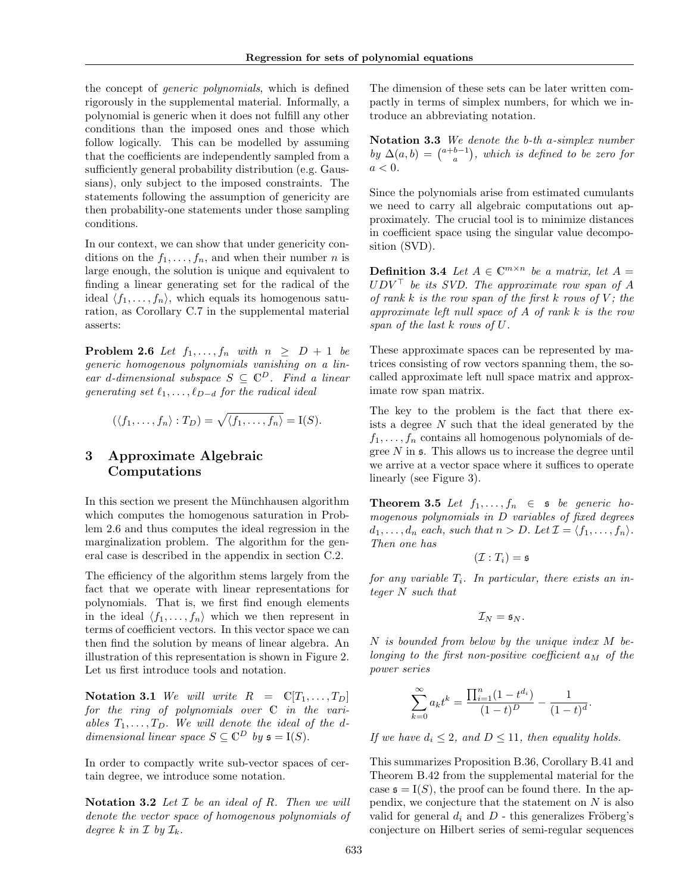the concept of *generic polynomials*, which is defined rigorously in the supplemental material. Informally, a polynomial is generic when it does not fulfill any other conditions than the imposed ones and those which follow logically. This can be modelled by assuming that the coefficients are independently sampled from a sufficiently general probability distribution (e.g. Gaussians), only subject to the imposed constraints. The statements following the assumption of genericity are then probability-one statements under those sampling conditions.

In our context, we can show that under genericity conditions on the $f_1, \ldots, f_n$, and when their number $n$ is large enough, the solution is unique and equivalent to finding a linear generating set for the radical of the ideal $\langle f_1, \ldots, f_n \rangle$, which equals its homogenous saturation, as Corollary C.7 in the supplemental material asserts:

**Problem 2.6** *Let $f_1, \ldots, f_n$ with $n \geq D+1$ be generic homogenous polynomials vanishing on a linear $d$-dimensional subspace $S \subseteq \mathbb{C}^D$. Find a linear generating set $\ell_1, \ldots, \ell_{D-d}$ for the radical ideal*

$$(\langle f_1, \ldots, f_n \rangle : T_D) = \sqrt{\langle f_1, \ldots, f_n \rangle} = \mathrm{I}(S).$$

## 3 Approximate Algebraic Computations

In this section we present the Münchhausen algorithm which computes the homogenous saturation in Problem 2.6 and thus computes the ideal regression in the marginalization problem. The algorithm for the general case is described in the appendix in section C.2.

The efficiency of the algorithm stems largely from the fact that we operate with linear representations for polynomials. That is, we first find enough elements in the ideal $\langle f_1, \ldots, f_n \rangle$ which we then represent in terms of coefficient vectors. In this vector space we can then find the solution by means of linear algebra. An illustration of this representation is shown in Figure 2. Let us first introduce tools and notation.

**Notation 3.1** *We will write $R = \mathbb{C}[T_1, \ldots, T_D]$ for the ring of polynomials over $\mathbb{C}$ in the variables $T_1, \ldots, T_D$. We will denote the ideal of the $d$-dimensional linear space $S \subseteq \mathbb{C}^D$ by $\mathfrak{s} = \mathrm{I}(S)$.*

In order to compactly write sub-vector spaces of certain degree, we introduce some notation.

**Notation 3.2** *Let $\mathcal{I}$ be an ideal of $R$. Then we will denote the vector space of homogenous polynomials of degree $k$ in $\mathcal{I}$ by $\mathcal{I}_k$.*

The dimension of these sets can be later written compactly in terms of simplex numbers, for which we introduce an abbreviating notation.

**Notation 3.3** *We denote the $b$-th $a$-simplex number by $\Delta(a, b) = \binom{a+b-1}{a}$, which is defined to be zero for $a < 0$.*

Since the polynomials arise from estimated cumulants we need to carry all algebraic computations out approximately. The crucial tool is to minimize distances in coefficient space using the singular value decomposition (SVD).

**Definition 3.4** *Let $A \in \mathbb{C}^{m \times n}$ be a matrix, let $A = UDV^\top$ be its SVD. The approximate row span of $A$ of rank $k$ is the row span of the first $k$ rows of $V$; the approximate left null space of $A$ of rank $k$ is the row span of the last $k$ rows of $U$.*

These approximate spaces can be represented by matrices consisting of row vectors spanning them, the so-called approximate left null space matrix and approximate row span matrix.

The key to the problem is the fact that there exists a degree $N$ such that the ideal generated by the $f_1, \ldots, f_n$ contains all homogenous polynomials of degree $N$ in $\mathfrak{s}$. This allows us to increase the degree until we arrive at a vector space where it suffices to operate linearly (see Figure 3).

**Theorem 3.5** *Let $f_1, \ldots, f_n \in \mathfrak{s}$ be generic homogenous polynomials in $D$ variables of fixed degrees $d_1, \ldots, d_n$ each, such that $n > D$. Let $\mathcal{I} = \langle f_1, \ldots, f_n \rangle$. Then one has*

$$(\mathcal{I} : T_i) = \mathfrak{s}$$

*for any variable $T_i$. In particular, there exists an integer $N$ such that*

$$\mathcal{I}_N = \mathfrak{s}_N.$$

*$N$ is bounded from below by the unique index $M$ belonging to the first non-positive coefficient $a_M$ of the power series*

$$\sum_{k=0}^{\infty} a_k t^k = \frac{\prod_{i=1}^{n}(1 - t^{d_i})}{(1-t)^D} - \frac{1}{(1-t)^d}.$$

*If we have $d_i \leq 2$, and $D \leq 11$, then equality holds.*

This summarizes Proposition B.36, Corollary B.41 and Theorem B.42 from the supplemental material for the case $\mathfrak{s} = \mathrm{I}(S)$, the proof can be found there. In the appendix, we conjecture that the statement on $N$ is also valid for general $d_i$ and $D$ - this generalizes Fröberg's conjecture on Hilbert series of semi-regular sequences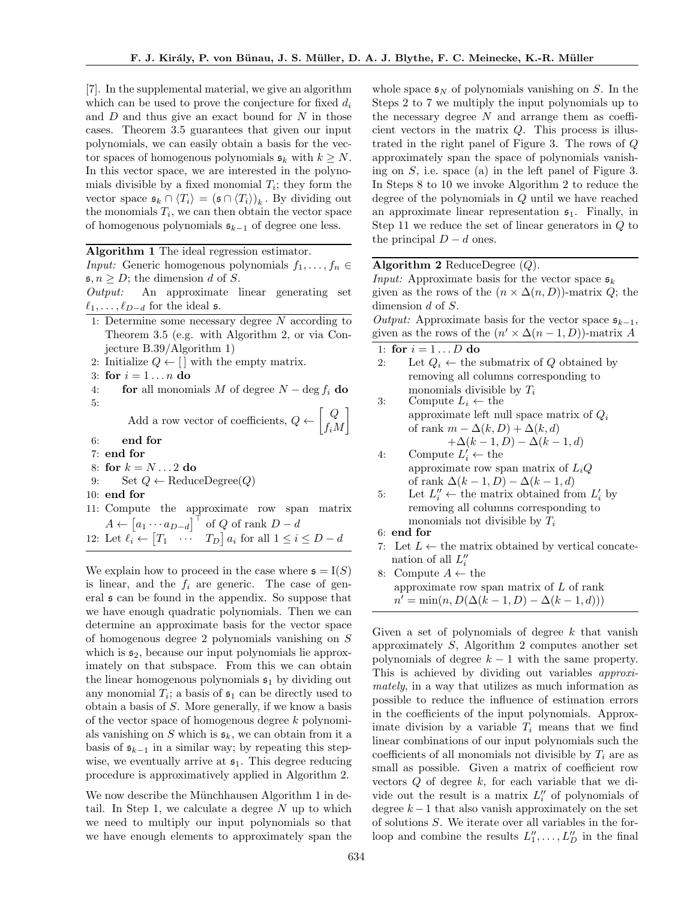[7]. In the supplemental material, we give an algorithm which can be used to prove the conjecture for fixed $d_i$ and $D$ and thus give an exact bound for $N$ in those cases. Theorem 3.5 guarantees that given our input polynomials, we can easily obtain a basis for the vector spaces of homogenous polynomials $\mathfrak{s}_k$ with $k \geq N$. In this vector space, we are interested in the polynomials divisible by a fixed monomial $T_i$; they form the vector space $\mathfrak{s}_k \cap \langle T_i \rangle = (\mathfrak{s} \cap \langle T_i \rangle)_k$. By dividing out the monomials $T_i$, we can then obtain the vector space of homogenous polynomials $\mathfrak{s}_{k-1}$ of degree one less.

**Algorithm 1** The ideal regression estimator.

*Input:* Generic homogenous polynomials $f_1, \ldots, f_n \in \mathfrak{s}, n \geq D$; the dimension $d$ of $S$.

*Output:* An approximate linear generating set $\ell_1, \ldots, \ell_{D-d}$ for the ideal $\mathfrak{s}$.

```
1: Determine some necessary degree N according to
   Theorem 3.5 (e.g. with Algorithm 2, or via Con-
   jecture B.39/Algorithm 1)
2: Initialize Q ← [] with the empty matrix.
3: for i = 1 ... n do
4:     for all monomials M of degree N − deg f_i do
5:         Add a row vector of coefficients, Q ← [Q ; f_i M]
6:     end for
7: end for
8: for k = N ... 2 do
9:     Set Q ← ReduceDegree(Q)
10: end for
11: Compute the approximate row span matrix
    A ← [a_1 ··· a_{D−d}]^T of Q of rank D − d
12: Let ℓ_i ← [T_1 ··· T_D] a_i for all 1 ≤ i ≤ D − d
```

We explain how to proceed in the case where $\mathfrak{s} = \mathrm{I}(S)$ is linear, and the $f_i$ are generic. The case of general $\mathfrak{s}$ can be found in the appendix. So suppose that we have enough quadratic polynomials. Then we can determine an approximate basis for the vector space of homogenous degree 2 polynomials vanishing on $S$ which is $\mathfrak{s}_2$, because our input polynomials lie approximately on that subspace. From this we can obtain the linear homogenous polynomials $\mathfrak{s}_1$ by dividing out any monomial $T_i$; a basis of $\mathfrak{s}_1$ can be directly used to obtain a basis of $S$. More generally, if we know a basis of the vector space of homogenous degree $k$ polynomials vanishing on $S$ which is $\mathfrak{s}_k$, we can obtain from it a basis of $\mathfrak{s}_{k-1}$ in a similar way; by repeating this stepwise, we eventually arrive at $\mathfrak{s}_1$. This degree reducing procedure is approximatively applied in Algorithm 2.

We now describe the Münchhausen Algorithm 1 in detail. In Step 1, we calculate a degree $N$ up to which we need to multiply our input polynomials so that we have enough elements to approximately span the whole space $\mathfrak{s}_N$ of polynomials vanishing on $S$. In the Steps 2 to 7 we multiply the input polynomials up to the necessary degree $N$ and arrange them as coefficient vectors in the matrix $Q$. This process is illustrated in the right panel of Figure 3. The rows of $Q$ approximately span the space of polynomials vanishing on $S$, i.e. space (a) in the left panel of Figure 3. In Steps 8 to 10 we invoke Algorithm 2 to reduce the degree of the polynomials in $Q$ until we have reached an approximate linear representation $\mathfrak{s}_1$. Finally, in Step 11 we reduce the set of linear generators in $Q$ to the principal $D - d$ ones.

**Algorithm 2** ReduceDegree $(Q)$.

*Input:* Approximate basis for the vector space $\mathfrak{s}_k$ given as the rows of the $(n \times \Delta(n, D))$-matrix $Q$; the dimension $d$ of $S$.

*Output:* Approximate basis for the vector space $\mathfrak{s}_{k-1}$, given as the rows of the $(n' \times \Delta(n-1, D))$-matrix $A$

```
1: for i = 1 ... D do
2:     Let Q_i ← the submatrix of Q obtained by
       removing all columns corresponding to
       monomials divisible by T_i
3:     Compute L_i ← the
       approximate left null space matrix of Q_i
       of rank m − Δ(k, D) + Δ(k, d)
               + Δ(k − 1, D) − Δ(k − 1, d)
4:     Compute L'_i ← the
       approximate row span matrix of L_i Q
       of rank Δ(k − 1, D) − Δ(k − 1, d)
5:     Let L''_i ← the matrix obtained from L'_i by
       removing all columns corresponding to
       monomials not divisible by T_i
6: end for
7: Let L ← the matrix obtained by vertical concate-
   nation of all L''_i
8: Compute A ← the
   approximate row span matrix of L of rank
   n' = min(n, D(Δ(k − 1, D) − Δ(k − 1, d)))
```

Given a set of polynomials of degree $k$ that vanish approximately $S$, Algorithm 2 computes another set polynomials of degree $k - 1$ with the same property. This is achieved by dividing out variables *approximately*, in a way that utilizes as much information as possible to reduce the influence of estimation errors in the coefficients of the input polynomials. Approximate division by a variable $T_i$ means that we find linear combinations of our input polynomials such the coefficients of all monomials not divisible by $T_i$ are as small as possible. Given a matrix of coefficient row vectors $Q$ of degree $k$, for each variable that we divide out the result is a matrix $L''_i$ of polynomials of degree $k - 1$ that also vanish approximately on the set of solutions $S$. We iterate over all variables in the for-loop and combine the results $L''_1, \ldots, L''_D$ in the final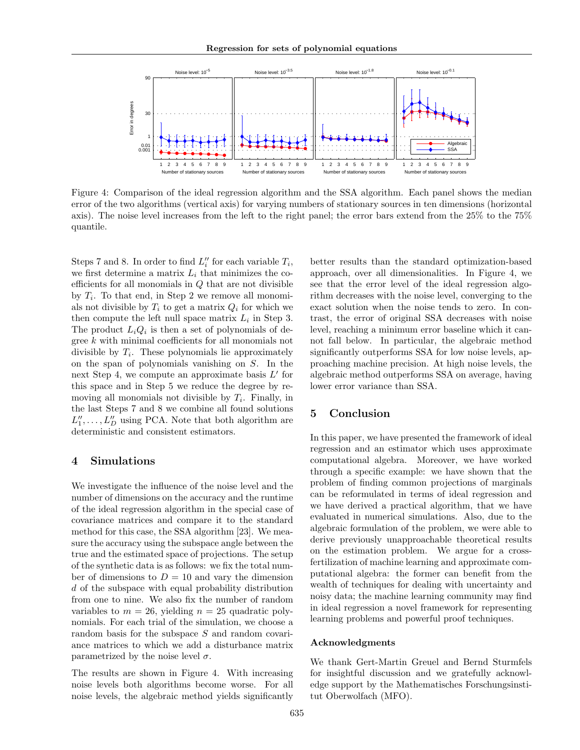Noise level: $10^{-5}$

Noise level: $10^{-3.5}$

Noise level: $10^{-1.8}$

Noise level: $10^{-0.1}$

Error in degrees

90

30

1

0.01

0.001

1 2 3 4 5 6 7 8 9

Number of stationary sources

Algebraic

SSA

Figure 4: Comparison of the ideal regression algorithm and the SSA algorithm. Each panel shows the median error of the two algorithms (vertical axis) for varying numbers of stationary sources in ten dimensions (horizontal axis). The noise level increases from the left to the right panel; the error bars extend from the 25% to the 75% quantile.

Steps 7 and 8. In order to find $L''_i$ for each variable $T_i$, we first determine a matrix $L_i$ that minimizes the coefficients for all monomials in $Q$ that are not divisible by $T_i$. To that end, in Step 2 we remove all monomials not divisible by $T_i$ to get a matrix $Q_i$ for which we then compute the left null space matrix $L_i$ in Step 3. The product $L_i Q_i$ is then a set of polynomials of degree $k$ with minimal coefficients for all monomials not divisible by $T_i$. These polynomials lie approximately on the span of polynomials vanishing on $S$. In the next Step 4, we compute an approximate basis $L'$ for this space and in Step 5 we reduce the degree by removing all monomials not divisible by $T_i$. Finally, in the last Steps 7 and 8 we combine all found solutions $L''_1, \ldots, L''_D$ using PCA. Note that both algorithm are deterministic and consistent estimators.

## 4 Simulations

We investigate the influence of the noise level and the number of dimensions on the accuracy and the runtime of the ideal regression algorithm in the special case of covariance matrices and compare it to the standard method for this case, the SSA algorithm [23]. We measure the accuracy using the subspace angle between the true and the estimated space of projections. The setup of the synthetic data is as follows: we fix the total number of dimensions to $D = 10$ and vary the dimension $d$ of the subspace with equal probability distribution from one to nine. We also fix the number of random variables to $m = 26$, yielding $n = 25$ quadratic polynomials. For each trial of the simulation, we choose a random basis for the subspace $S$ and random covariance matrices to which we add a disturbance matrix parametrized by the noise level $\sigma$.

The results are shown in Figure 4. With increasing noise levels both algorithms become worse. For all noise levels, the algebraic method yields significantly better results than the standard optimization-based approach, over all dimensionalities. In Figure 4, we see that the error level of the ideal regression algorithm decreases with the noise level, converging to the exact solution when the noise tends to zero. In contrast, the error of original SSA decreases with noise level, reaching a minimum error baseline which it cannot fall below. In particular, the algebraic method significantly outperforms SSA for low noise levels, approaching machine precision. At high noise levels, the algebraic method outperforms SSA on average, having lower error variance than SSA.

## 5 Conclusion

In this paper, we have presented the framework of ideal regression and an estimator which uses approximate computational algebra. Moreover, we have worked through a specific example: we have shown that the problem of finding common projections of marginals can be reformulated in terms of ideal regression and we have derived a practical algorithm, that we have evaluated in numerical simulations. Also, due to the algebraic formulation of the problem, we were able to derive previously unapproachable theoretical results on the estimation problem. We argue for a cross-fertilization of machine learning and approximate computational algebra: the former can benefit from the wealth of techniques for dealing with uncertainty and noisy data; the machine learning community may find in ideal regression a novel framework for representing learning problems and powerful proof techniques.

### Acknowledgments

We thank Gert-Martin Greuel and Bernd Sturmfels for insightful discussion and we gratefully acknowledge support by the Mathematisches Forschungsinstitut Oberwolfach (MFO).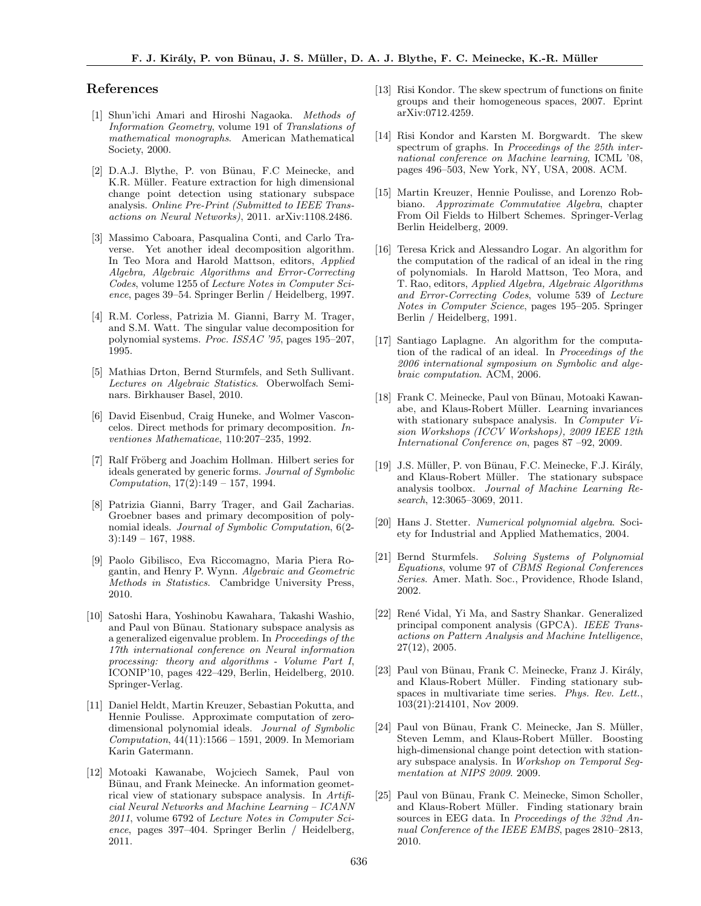## References

[1] Shun'ichi Amari and Hiroshi Nagaoka. *Methods of Information Geometry*, volume 191 of *Translations of mathematical monographs*. American Mathematical Society, 2000.

[2] D.A.J. Blythe, P. von Bünau, F.C Meinecke, and K.R. Müller. Feature extraction for high dimensional change point detection using stationary subspace analysis. *Online Pre-Print (Submitted to IEEE Transactions on Neural Networks)*, 2011. arXiv:1108.2486.

[3] Massimo Caboara, Pasqualina Conti, and Carlo Traverse. Yet another ideal decomposition algorithm. In Teo Mora and Harold Mattson, editors, *Applied Algebra, Algebraic Algorithms and Error-Correcting Codes*, volume 1255 of *Lecture Notes in Computer Science*, pages 39–54. Springer Berlin / Heidelberg, 1997.

[4] R.M. Corless, Patrizia M. Gianni, Barry M. Trager, and S.M. Watt. The singular value decomposition for polynomial systems. *Proc. ISSAC '95*, pages 195–207, 1995.

[5] Mathias Drton, Bernd Sturmfels, and Seth Sullivant. *Lectures on Algebraic Statistics*. Oberwolfach Seminars. Birkhauser Basel, 2010.

[6] David Eisenbud, Craig Huneke, and Wolmer Vasconcelos. Direct methods for primary decomposition. *Inventiones Mathematicae*, 110:207–235, 1992.

[7] Ralf Fröberg and Joachim Hollman. Hilbert series for ideals generated by generic forms. *Journal of Symbolic Computation*, 17(2):149 – 157, 1994.

[8] Patrizia Gianni, Barry Trager, and Gail Zacharias. Groebner bases and primary decomposition of polynomial ideals. *Journal of Symbolic Computation*, 6(2-3):149 – 167, 1988.

[9] Paolo Gibilisco, Eva Riccomagno, Maria Piera Rogantin, and Henry P. Wynn. *Algebraic and Geometric Methods in Statistics*. Cambridge University Press, 2010.

[10] Satoshi Hara, Yoshinobu Kawahara, Takashi Washio, and Paul von Bünau. Stationary subspace analysis as a generalized eigenvalue problem. In *Proceedings of the 17th international conference on Neural information processing: theory and algorithms - Volume Part I*, ICONIP'10, pages 422–429, Berlin, Heidelberg, 2010. Springer-Verlag.

[11] Daniel Heldt, Martin Kreuzer, Sebastian Pokutta, and Hennie Poulisse. Approximate computation of zero-dimensional polynomial ideals. *Journal of Symbolic Computation*, 44(11):1566 – 1591, 2009. In Memoriam Karin Gatermann.

[12] Motoaki Kawanabe, Wojciech Samek, Paul von Bünau, and Frank Meinecke. An information geometrical view of stationary subspace analysis. In *Artificial Neural Networks and Machine Learning – ICANN 2011*, volume 6792 of *Lecture Notes in Computer Science*, pages 397–404. Springer Berlin / Heidelberg, 2011.

[13] Risi Kondor. The skew spectrum of functions on finite groups and their homogeneous spaces, 2007. Eprint arXiv:0712.4259.

[14] Risi Kondor and Karsten M. Borgwardt. The skew spectrum of graphs. In *Proceedings of the 25th international conference on Machine learning*, ICML '08, pages 496–503, New York, NY, USA, 2008. ACM.

[15] Martin Kreuzer, Hennie Poulisse, and Lorenzo Robbiano. *Approximate Commutative Algebra*, chapter From Oil Fields to Hilbert Schemes. Springer-Verlag Berlin Heidelberg, 2009.

[16] Teresa Krick and Alessandro Logar. An algorithm for the computation of the radical of an ideal in the ring of polynomials. In Harold Mattson, Teo Mora, and T. Rao, editors, *Applied Algebra, Algebraic Algorithms and Error-Correcting Codes*, volume 539 of *Lecture Notes in Computer Science*, pages 195–205. Springer Berlin / Heidelberg, 1991.

[17] Santiago Laplagne. An algorithm for the computation of the radical of an ideal. In *Proceedings of the 2006 international symposium on Symbolic and algebraic computation*. ACM, 2006.

[18] Frank C. Meinecke, Paul von Bünau, Motoaki Kawanabe, and Klaus-Robert Müller. Learning invariances with stationary subspace analysis. In *Computer Vision Workshops (ICCV Workshops), 2009 IEEE 12th International Conference on*, pages 87 –92, 2009.

[19] J.S. Müller, P. von Bünau, F.C. Meinecke, F.J. Király, and Klaus-Robert Müller. The stationary subspace analysis toolbox. *Journal of Machine Learning Research*, 12:3065–3069, 2011.

[20] Hans J. Stetter. *Numerical polynomial algebra*. Society for Industrial and Applied Mathematics, 2004.

[21] Bernd Sturmfels. *Solving Systems of Polynomial Equations*, volume 97 of *CBMS Regional Conferences Series*. Amer. Math. Soc., Providence, Rhode Island, 2002.

[22] René Vidal, Yi Ma, and Sastry Shankar. Generalized principal component analysis (GPCA). *IEEE Transactions on Pattern Analysis and Machine Intelligence*, 27(12), 2005.

[23] Paul von Bünau, Frank C. Meinecke, Franz J. Király, and Klaus-Robert Müller. Finding stationary subspaces in multivariate time series. *Phys. Rev. Lett.*, 103(21):214101, Nov 2009.

[24] Paul von Bünau, Frank C. Meinecke, Jan S. Müller, Steven Lemm, and Klaus-Robert Müller. Boosting high-dimensional change point detection with stationary subspace analysis. In *Workshop on Temporal Segmentation at NIPS 2009*. 2009.

[25] Paul von Bünau, Frank C. Meinecke, Simon Scholler, and Klaus-Robert Müller. Finding stationary brain sources in EEG data. In *Proceedings of the 32nd Annual Conference of the IEEE EMBS*, pages 2810–2813, 2010.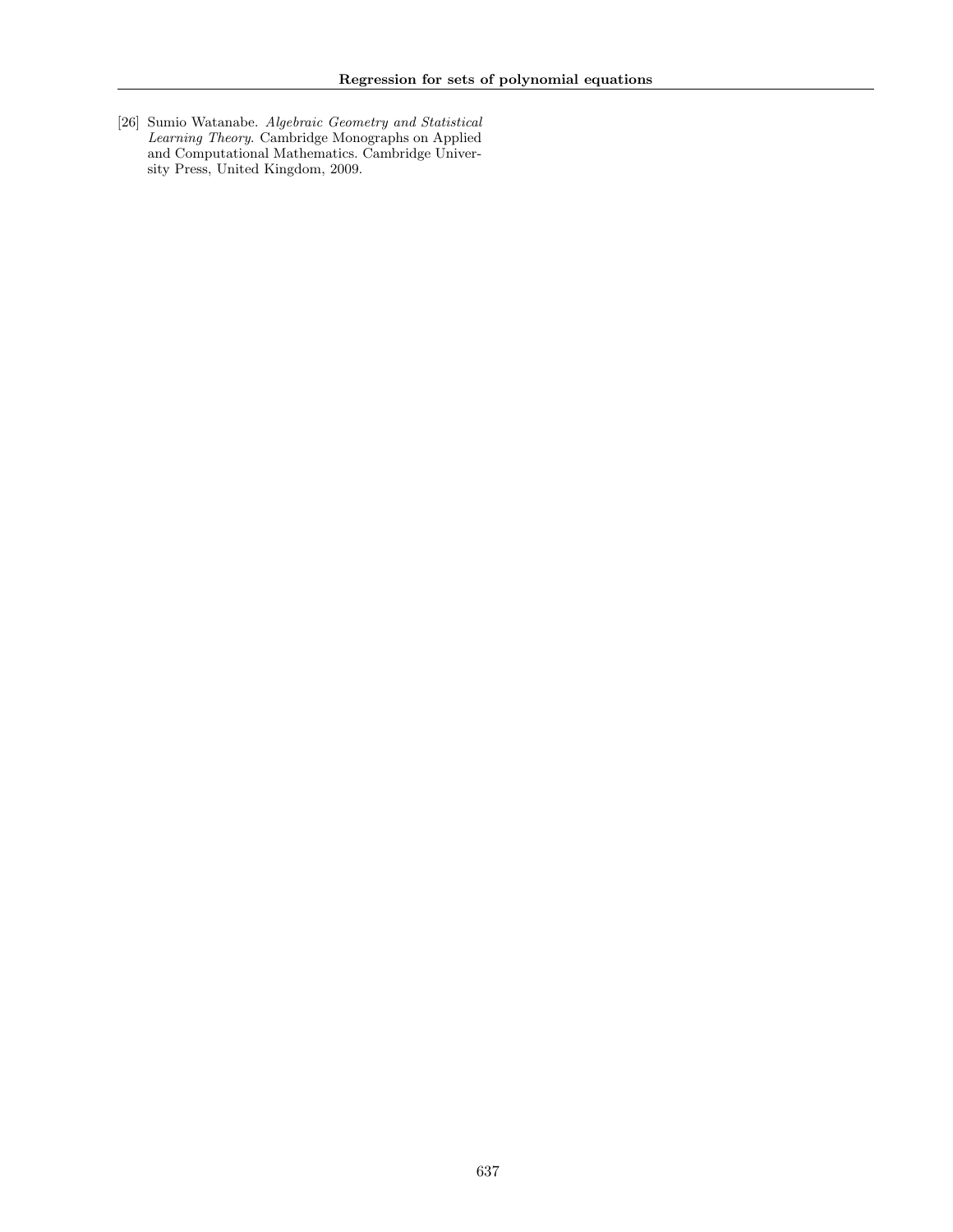[26] Sumio Watanabe. *Algebraic Geometry and Statistical Learning Theory*. Cambridge Monographs on Applied and Computational Mathematics. Cambridge University Press, United Kingdom, 2009.